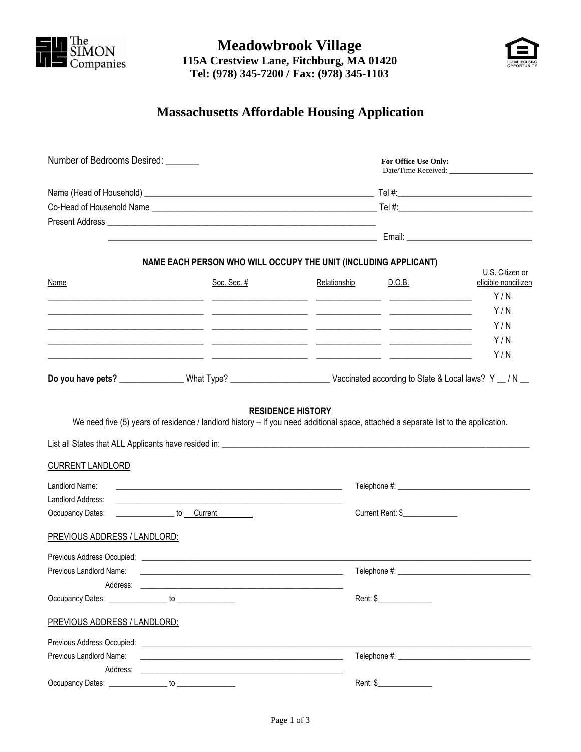The SIMON Companies

# Meadowbrook Village

**115A Crestview Lane, Fitchburg, MA 01420**
**Tel: (978) 345-7200 / Fax: (978) 345-1103**

EQUAL HOUSING OPPORTUNITY

## Massachusetts Affordable Housing Application

Number of Bedrooms Desired: _______

**For Office Use Only:**
Date/Time Received: ____________________

Name (Head of Household) ______________________________________________ Tel #:____________________________

Co-Head of Household Name ____________________________________________ Tel #:____________________________

Present Address ______________________________________________________

______________________________________________________ Email: ____________________________

### NAME EACH PERSON WHO WILL OCCUPY THE UNIT (INCLUDING APPLICANT)

| Name | Soc. Sec. # | Relationship | D.O.B. | U.S. Citizen or eligible noncitizen |
|---|---|---|---|---|
| | | | | Y / N |
| | | | | Y / N |
| | | | | Y / N |
| | | | | Y / N |
| | | | | Y / N |

**Do you have pets?** ______________ What Type? ______________________ Vaccinated according to State & Local laws? Y __ / N __

### RESIDENCE HISTORY

We need five (5) years of residence / landlord history – If you need additional space, attached a separate list to the application.

List all States that ALL Applicants have resided in: ____________________________________________________________

CURRENT LANDLORD

Landlord Name: ______________________________________________ Telephone #: ______________________________

Landlord Address: ______________________________________________

Occupancy Dates: ______________ to Current Current Rent: $_____________

PREVIOUS ADDRESS / LANDLORD:

Previous Address Occupied: ________________________________________________________________________

Previous Landlord Name: ______________________________________________ Telephone #: ______________________________

Address: ______________________________________________

Occupancy Dates: ______________ to ______________ Rent: $_____________

PREVIOUS ADDRESS / LANDLORD:

Previous Address Occupied: ________________________________________________________________________

Previous Landlord Name: ______________________________________________ Telephone #: ______________________________

Address: ______________________________________________

Occupancy Dates: ______________ to ______________ Rent: $_____________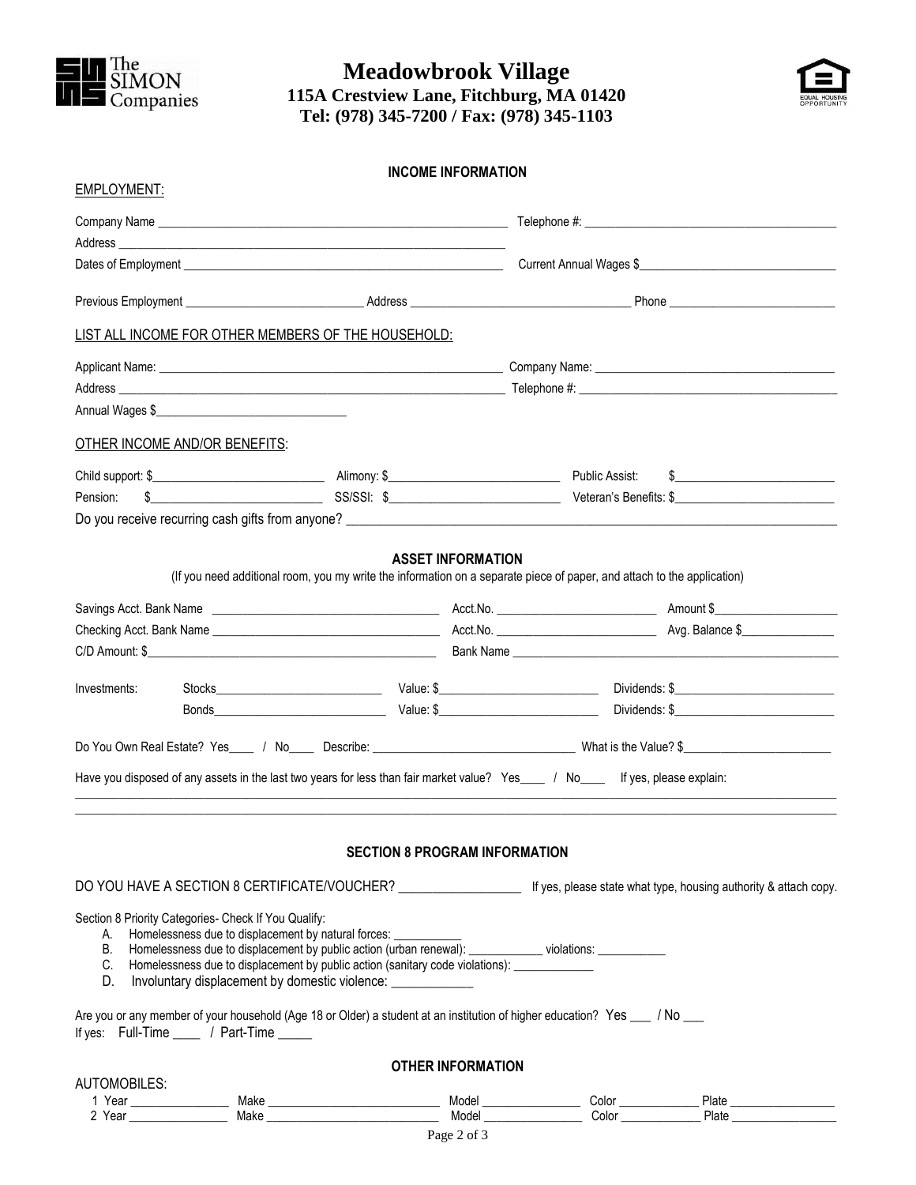# Meadowbrook Village

**115A Crestview Lane, Fitchburg, MA 01420**
**Tel: (978) 345-7200 / Fax: (978) 345-1103**

## INCOME INFORMATION

EMPLOYMENT:

Company Name ______________________________ Telephone #: ______________________________

Address ______________________________

Dates of Employment ______________________________ Current Annual Wages $______________________________

Previous Employment ______________________ Address ______________________ Phone ______________________

LIST ALL INCOME FOR OTHER MEMBERS OF THE HOUSEHOLD:

Applicant Name: ______________________________ Company Name: ______________________________

Address ______________________________ Telephone #: ______________________________

Annual Wages $______________________________

OTHER INCOME AND/OR BENEFITS:

Child support: $______________________ Alimony: $______________________ Public Assist: $______________________

Pension: $______________________ SS/SSI: $______________________ Veteran's Benefits: $______________________

Do you receive recurring cash gifts from anyone? ______________________________

## ASSET INFORMATION

(If you need additional room, you my write the information on a separate piece of paper, and attach to the application)

Savings Acct. Bank Name ______________________ Acct.No. ______________________ Amount $______________________

Checking Acct. Bank Name ______________________ Acct.No. ______________________ Avg. Balance $______________________

C/D Amount: $______________________ Bank Name ______________________

Investments: Stocks______________________ Value: $______________________ Dividends: $______________________

Bonds______________________ Value: $______________________ Dividends: $______________________

Do You Own Real Estate? Yes____ / No____ Describe: ______________________ What is the Value? $______________________

Have you disposed of any assets in the last two years for less than fair market value? Yes____ / No____ If yes, please explain:

______________________________________________________________________________

______________________________________________________________________________

## SECTION 8 PROGRAM INFORMATION

DO YOU HAVE A SECTION 8 CERTIFICATE/VOUCHER? ______________________ If yes, please state what type, housing authority & attach copy.

Section 8 Priority Categories- Check If You Qualify:

A. Homelessness due to displacement by natural forces: ___________
B. Homelessness due to displacement by public action (urban renewal): ___________ violations: ___________
C. Homelessness due to displacement by public action (sanitary code violations): ___________
D. Involuntary displacement by domestic violence: ___________

Are you or any member of your household (Age 18 or Older) a student at an institution of higher education? Yes ___ / No ___
If yes: Full-Time ____ / Part-Time _____

## OTHER INFORMATION

AUTOMOBILES:

1 Year ____________ Make ______________________ Model ____________ Color ____________ Plate ____________
2 Year ____________ Make ______________________ Model ____________ Color ____________ Plate ____________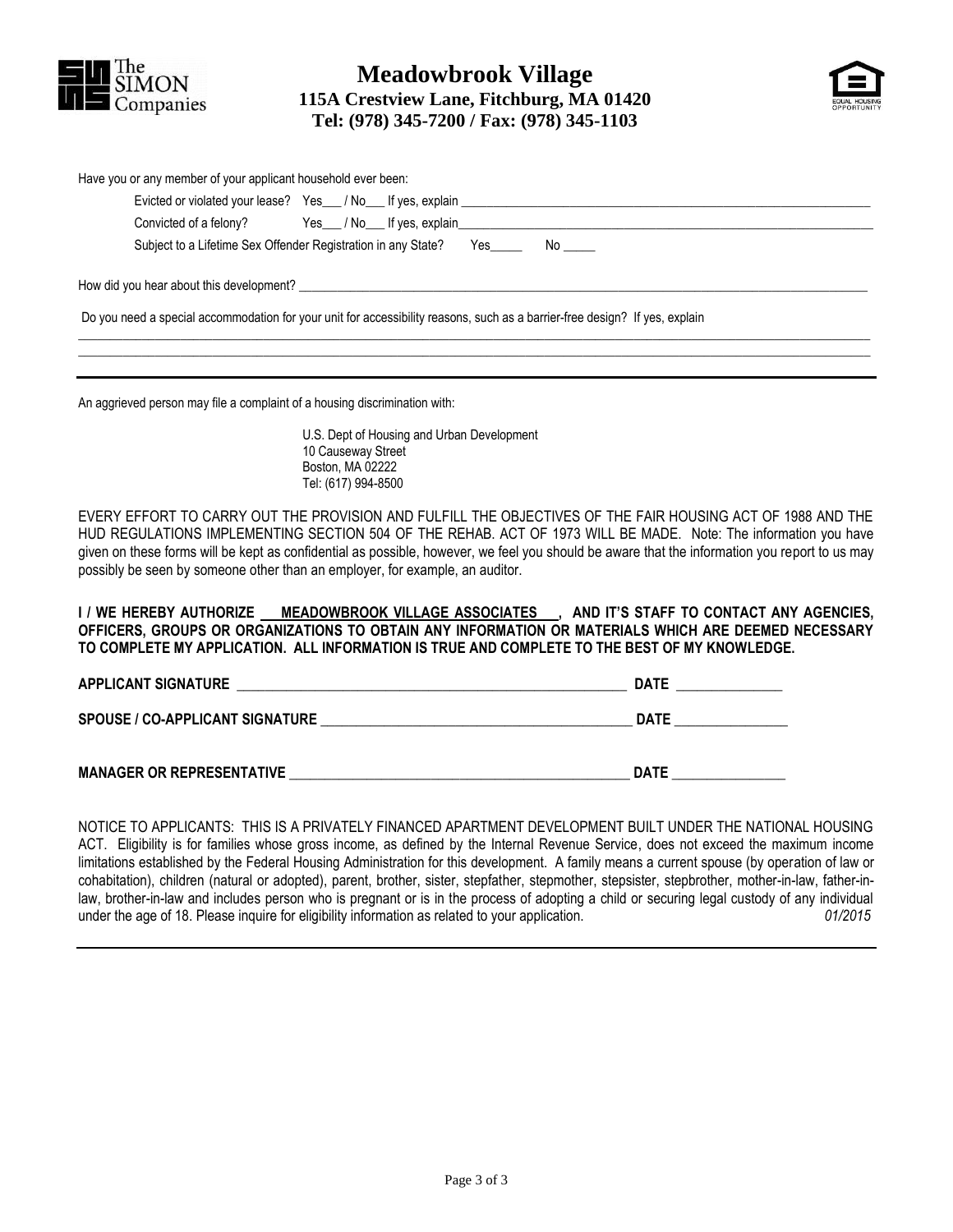# Meadowbrook Village

**115A Crestview Lane, Fitchburg, MA 01420**
**Tel: (978) 345-7200 / Fax: (978) 345-1103**

Have you or any member of your applicant household ever been:

Evicted or violated your lease? Yes___ / No___ If yes, explain ____________________________________________

Convicted of a felony? Yes___ / No___ If yes, explain____________________________________________

Subject to a Lifetime Sex Offender Registration in any State? Yes_____ No _____

How did you hear about this development? ____________________________________________

Do you need a special accommodation for your unit for accessibility reasons, such as a barrier-free design? If yes, explain

____________________________________________

____________________________________________

---

An aggrieved person may file a complaint of a housing discrimination with:

U.S. Dept of Housing and Urban Development
10 Causeway Street
Boston, MA 02222
Tel: (617) 994-8500

EVERY EFFORT TO CARRY OUT THE PROVISION AND FULFILL THE OBJECTIVES OF THE FAIR HOUSING ACT OF 1988 AND THE HUD REGULATIONS IMPLEMENTING SECTION 504 OF THE REHAB. ACT OF 1973 WILL BE MADE. Note: The information you have given on these forms will be kept as confidential as possible, however, we feel you should be aware that the information you report to us may possibly be seen by someone other than an employer, for example, an auditor.

**I / WE HEREBY AUTHORIZE MEADOWBROOK VILLAGE ASSOCIATES, AND IT'S STAFF TO CONTACT ANY AGENCIES, OFFICERS, GROUPS OR ORGANIZATIONS TO OBTAIN ANY INFORMATION OR MATERIALS WHICH ARE DEEMED NECESSARY TO COMPLETE MY APPLICATION. ALL INFORMATION IS TRUE AND COMPLETE TO THE BEST OF MY KNOWLEDGE.**

**APPLICANT SIGNATURE** ____________________________________________ **DATE** _______________

**SPOUSE / CO-APPLICANT SIGNATURE** ____________________________________________ **DATE** _______________

**MANAGER OR REPRESENTATIVE** ____________________________________________ **DATE** _______________

NOTICE TO APPLICANTS: THIS IS A PRIVATELY FINANCED APARTMENT DEVELOPMENT BUILT UNDER THE NATIONAL HOUSING ACT. Eligibility is for families whose gross income, as defined by the Internal Revenue Service, does not exceed the maximum income limitations established by the Federal Housing Administration for this development. A family means a current spouse (by operation of law or cohabitation), children (natural or adopted), parent, brother, sister, stepfather, stepmother, stepsister, stepbrother, mother-in-law, father-in-law, brother-in-law and includes person who is pregnant or is in the process of adopting a child or securing legal custody of any individual under the age of 18. Please inquire for eligibility information as related to your application. *01/2015*